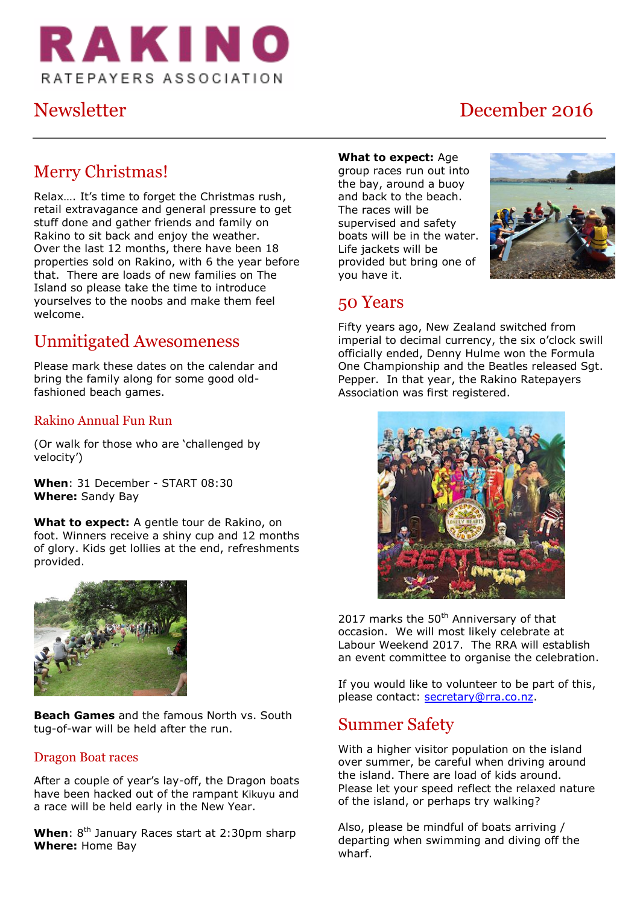# RAKINO

RATEPAYERS ASSOCIATION

Newsletter

December 2016

## Merry Christmas!

Relax…. It's time to forget the Christmas rush, retail extravagance and general pressure to get stuff done and gather friends and family on Rakino to sit back and enjoy the weather. Over the last 12 months, there have been 18 properties sold on Rakino, with 6 the year before that. There are loads of new families on The Island so please take the time to introduce yourselves to the noobs and make them feel welcome.

## Unmitigated Awesomeness

Please mark these dates on the calendar and bring the family along for some good old-fashioned beach games.

### Rakino Annual Fun Run

(Or walk for those who are 'challenged by velocity')

**When**: 31 December - START 08:30
**Where:** Sandy Bay

**What to expect:** A gentle tour de Rakino, on foot. Winners receive a shiny cup and 12 months of glory. Kids get lollies at the end, refreshments provided.

**Beach Games** and the famous North vs. South tug-of-war will be held after the run.

### Dragon Boat races

After a couple of year's lay-off, the Dragon boats have been hacked out of the rampant Kikuyu and a race will be held early in the New Year.

**When**: 8th January Races start at 2:30pm sharp
**Where:** Home Bay

**What to expect:** Age group races run out into the bay, around a buoy and back to the beach. The races will be supervised and safety boats will be in the water. Life jackets will be provided but bring one of you have it.

## 50 Years

Fifty years ago, New Zealand switched from imperial to decimal currency, the six o'clock swill officially ended, Denny Hulme won the Formula One Championship and the Beatles released Sgt. Pepper. In that year, the Rakino Ratepayers Association was first registered.

2017 marks the 50th Anniversary of that occasion. We will most likely celebrate at Labour Weekend 2017. The RRA will establish an event committee to organise the celebration.

If you would like to volunteer to be part of this, please contact: secretary@rra.co.nz.

## Summer Safety

With a higher visitor population on the island over summer, be careful when driving around the island. There are load of kids around. Please let your speed reflect the relaxed nature of the island, or perhaps try walking?

Also, please be mindful of boats arriving / departing when swimming and diving off the wharf.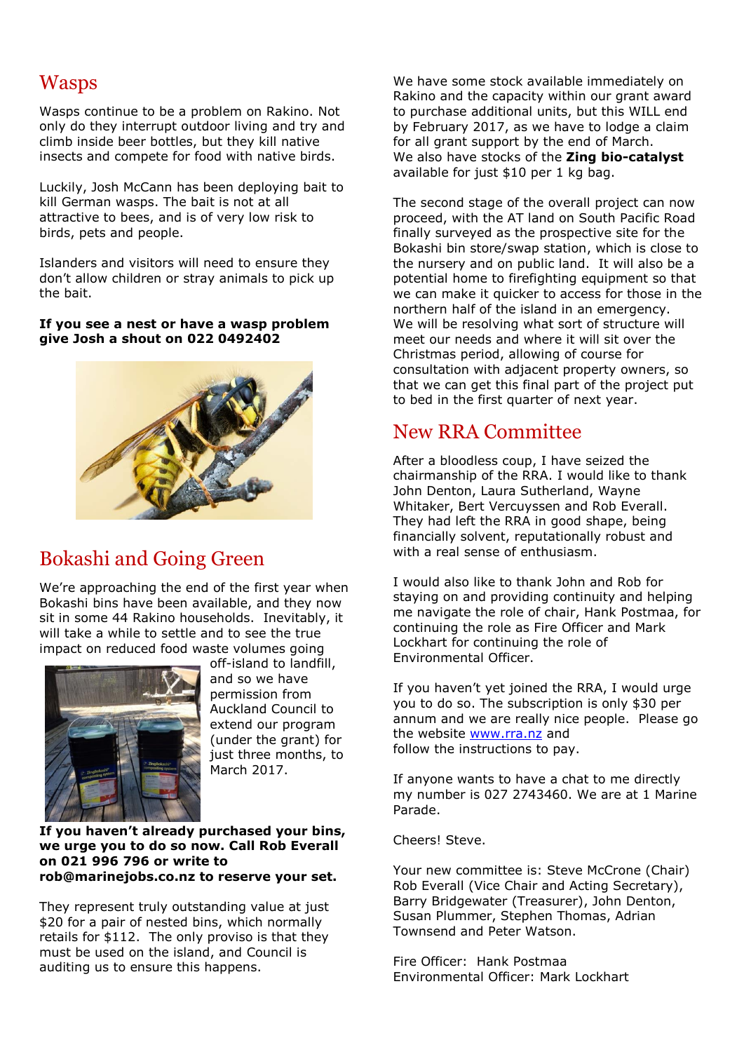## Wasps

Wasps continue to be a problem on Rakino. Not only do they interrupt outdoor living and try and climb inside beer bottles, but they kill native insects and compete for food with native birds.

Luckily, Josh McCann has been deploying bait to kill German wasps. The bait is not at all attractive to bees, and is of very low risk to birds, pets and people.

Islanders and visitors will need to ensure they don't allow children or stray animals to pick up the bait.

**If you see a nest or have a wasp problem give Josh a shout on 022 0492402**

## Bokashi and Going Green

We're approaching the end of the first year when Bokashi bins have been available, and they now sit in some 44 Rakino households. Inevitably, it will take a while to settle and to see the true impact on reduced food waste volumes going off-island to landfill, and so we have permission from Auckland Council to extend our program (under the grant) for just three months, to March 2017.

**If you haven't already purchased your bins, we urge you to do so now. Call Rob Everall on 021 996 796 or write to rob@marinejobs.co.nz to reserve your set.**

They represent truly outstanding value at just $20 for a pair of nested bins, which normally retails for $112. The only proviso is that they must be used on the island, and Council is auditing us to ensure this happens.

We have some stock available immediately on Rakino and the capacity within our grant award to purchase additional units, but this WILL end by February 2017, as we have to lodge a claim for all grant support by the end of March.
We also have stocks of the **Zing bio-catalyst** available for just $10 per 1 kg bag.

The second stage of the overall project can now proceed, with the AT land on South Pacific Road finally surveyed as the prospective site for the Bokashi bin store/swap station, which is close to the nursery and on public land. It will also be a potential home to firefighting equipment so that we can make it quicker to access for those in the northern half of the island in an emergency.
We will be resolving what sort of structure will meet our needs and where it will sit over the Christmas period, allowing of course for consultation with adjacent property owners, so that we can get this final part of the project put to bed in the first quarter of next year.

## New RRA Committee

After a bloodless coup, I have seized the chairmanship of the RRA. I would like to thank John Denton, Laura Sutherland, Wayne Whitaker, Bert Vercuyssen and Rob Everall. They had left the RRA in good shape, being financially solvent, reputationally robust and with a real sense of enthusiasm.

I would also like to thank John and Rob for staying on and providing continuity and helping me navigate the role of chair, Hank Postmaa, for continuing the role as Fire Officer and Mark Lockhart for continuing the role of Environmental Officer.

If you haven't yet joined the RRA, I would urge you to do so. The subscription is only $30 per annum and we are really nice people. Please go the website www.rra.nz and
follow the instructions to pay.

If anyone wants to have a chat to me directly my number is 027 2743460. We are at 1 Marine Parade.

Cheers! Steve.

Your new committee is: Steve McCrone (Chair) Rob Everall (Vice Chair and Acting Secretary), Barry Bridgewater (Treasurer), John Denton, Susan Plummer, Stephen Thomas, Adrian Townsend and Peter Watson.

Fire Officer: Hank Postmaa
Environmental Officer: Mark Lockhart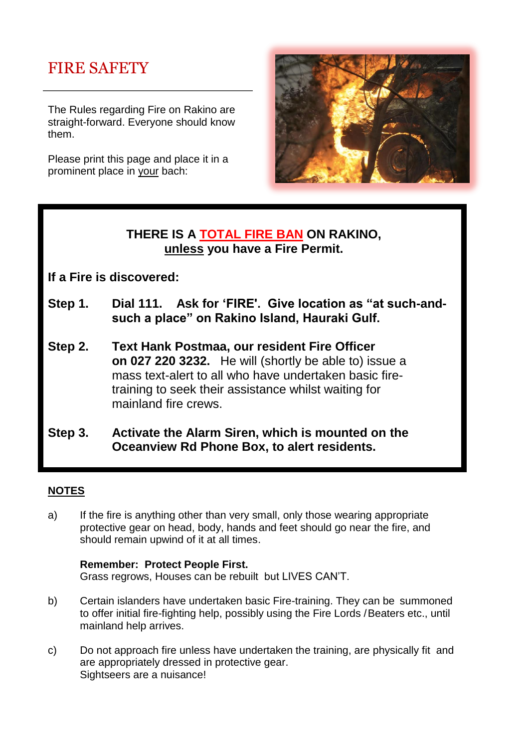# FIRE SAFETY

The Rules regarding Fire on Rakino are straight-forward. Everyone should know them.

Please print this page and place it in a prominent place in <u>your</u> bach:

**THERE IS A <u>TOTAL FIRE BAN</u> ON RAKINO, <u>unless</u> you have a Fire Permit.**

**If a Fire is discovered:**

**Step 1.** **Dial 111. Ask for 'FIRE'. Give location as "at such-and-such a place" on Rakino Island, Hauraki Gulf.**

**Step 2.** **Text Hank Postmaa, our resident Fire Officer on 027 220 3232.** He will (shortly be able to) issue a mass text-alert to all who have undertaken basic fire-training to seek their assistance whilst waiting for mainland fire crews.

**Step 3.** **Activate the Alarm Siren, which is mounted on the Oceanview Rd Phone Box, to alert residents.**

**<u>NOTES</u>**

a) If the fire is anything other than very small, only those wearing appropriate protective gear on head, body, hands and feet should go near the fire, and should remain upwind of it at all times.

**Remember: Protect People First.**
Grass regrows, Houses can be rebuilt but LIVES CAN'T.

b) Certain islanders have undertaken basic Fire-training. They can be summoned to offer initial fire-fighting help, possibly using the Fire Lords / Beaters etc., until mainland help arrives.

c) Do not approach fire unless have undertaken the training, are physically fit and are appropriately dressed in protective gear.
Sightseers are a nuisance!